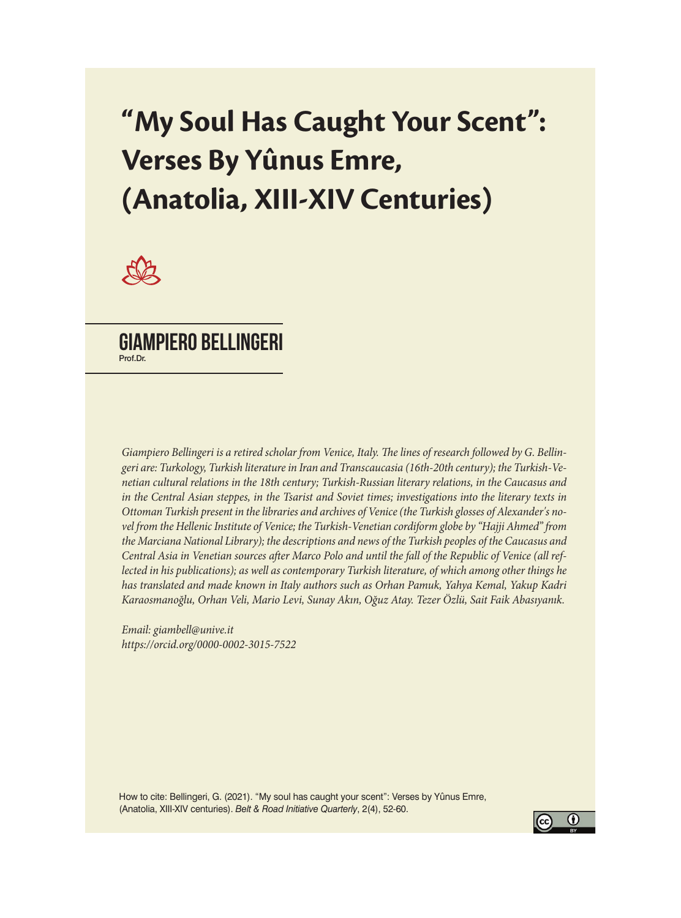# "My Soul Has Caught Your Scent": Verses By Yûnus Emre, (Anatolia, XIII-XIV Centuries)

## GIAMPIERO BELLINGERI

Prof.Dr.

*Giampiero Bellingeri is a retired scholar from Venice, Italy. The lines of research followed by G. Bellingeri are: Turkology, Turkish literature in Iran and Transcaucasia (16th-20th century); the Turkish-Venetian cultural relations in the 18th century; Turkish-Russian literary relations, in the Caucasus and in the Central Asian steppes, in the Tsarist and Soviet times; investigations into the literary texts in Ottoman Turkish present in the libraries and archives of Venice (the Turkish glosses of Alexander's novel from the Hellenic Institute of Venice; the Turkish-Venetian cordiform globe by "Hajji Ahmed" from the Marciana National Library); the descriptions and news of the Turkish peoples of the Caucasus and Central Asia in Venetian sources after Marco Polo and until the fall of the Republic of Venice (all reflected in his publications); as well as contemporary Turkish literature, of which among other things he has translated and made known in Italy authors such as Orhan Pamuk, Yahya Kemal, Yakup Kadri Karaosmanoğlu, Orhan Veli, Mario Levi, Sunay Akın, Oğuz Atay. Tezer Özlü, Sait Faik Abasıyanık.*

*Email: giambell@unive.it*
*https://orcid.org/0000-0002-3015-7522*

How to cite: Bellingeri, G. (2021). "My soul has caught your scent": Verses by Yûnus Emre, (Anatolia, XIII-XIV centuries). *Belt & Road Initiative Quarterly*, 2(4), 52-60.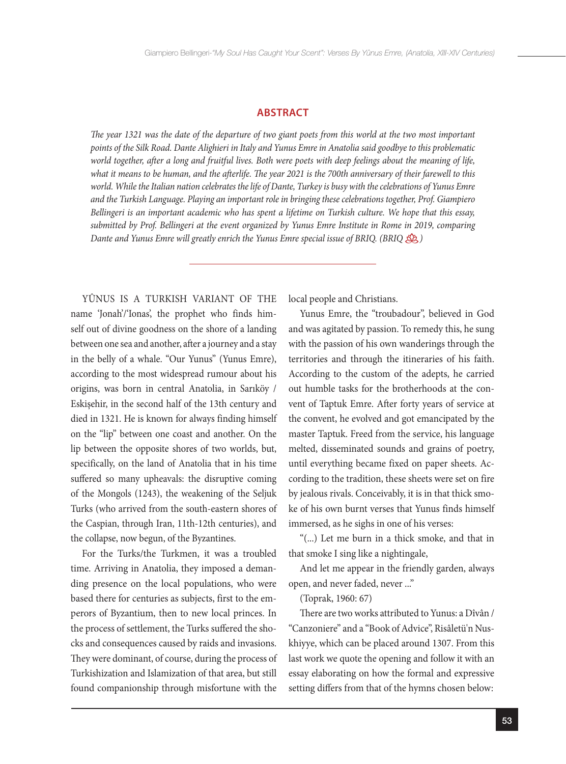## ABSTRACT

*The year 1321 was the date of the departure of two giant poets from this world at the two most important points of the Silk Road. Dante Alighieri in Italy and Yunus Emre in Anatolia said goodbye to this problematic world together, after a long and fruitful lives. Both were poets with deep feelings about the meaning of life, what it means to be human, and the afterlife. The year 2021 is the 700th anniversary of their farewell to this world. While the Italian nation celebrates the life of Dante, Turkey is busy with the celebrations of Yunus Emre and the Turkish Language. Playing an important role in bringing these celebrations together, Prof. Giampiero Bellingeri is an important academic who has spent a lifetime on Turkish culture. We hope that this essay, submitted by Prof. Bellingeri at the event organized by Yunus Emre Institute in Rome in 2019, comparing Dante and Yunus Emre will greatly enrich the Yunus Emre special issue of BRIQ. (BRIQ )*

---

YÛNUS IS A TURKISH VARIANT OF THE name 'Jonah'/'Ionas', the prophet who finds himself out of divine goodness on the shore of a landing between one sea and another, after a journey and a stay in the belly of a whale. "Our Yunus" (Yunus Emre), according to the most widespread rumour about his origins, was born in central Anatolia, in Sarıköy / Eskişehir, in the second half of the 13th century and died in 1321. He is known for always finding himself on the "lip" between one coast and another. On the lip between the opposite shores of two worlds, but, specifically, on the land of Anatolia that in his time suffered so many upheavals: the disruptive coming of the Mongols (1243), the weakening of the Seljuk Turks (who arrived from the south-eastern shores of the Caspian, through Iran, 11th-12th centuries), and the collapse, now begun, of the Byzantines.

For the Turks/the Turkmen, it was a troubled time. Arriving in Anatolia, they imposed a demanding presence on the local populations, who were based there for centuries as subjects, first to the emperors of Byzantium, then to new local princes. In the process of settlement, the Turks suffered the shocks and consequences caused by raids and invasions. They were dominant, of course, during the process of Turkishization and Islamization of that area, but still found companionship through misfortune with the local people and Christians.

Yunus Emre, the "troubadour", believed in God and was agitated by passion. To remedy this, he sung with the passion of his own wanderings through the territories and through the itineraries of his faith. According to the custom of the adepts, he carried out humble tasks for the brotherhoods at the convent of Taptuk Emre. After forty years of service at the convent, he evolved and got emancipated by the master Taptuk. Freed from the service, his language melted, disseminated sounds and grains of poetry, until everything became fixed on paper sheets. According to the tradition, these sheets were set on fire by jealous rivals. Conceivably, it is in that thick smoke of his own burnt verses that Yunus finds himself immersed, as he sighs in one of his verses:

"(...) Let me burn in a thick smoke, and that in that smoke I sing like a nightingale,

And let me appear in the friendly garden, always open, and never faded, never ..."

(Toprak, 1960: 67)

There are two works attributed to Yunus: a Dîvân / "Canzoniere" and a "Book of Advice", Risâletü'n Nuskhiyye, which can be placed around 1307. From this last work we quote the opening and follow it with an essay elaborating on how the formal and expressive setting differs from that of the hymns chosen below: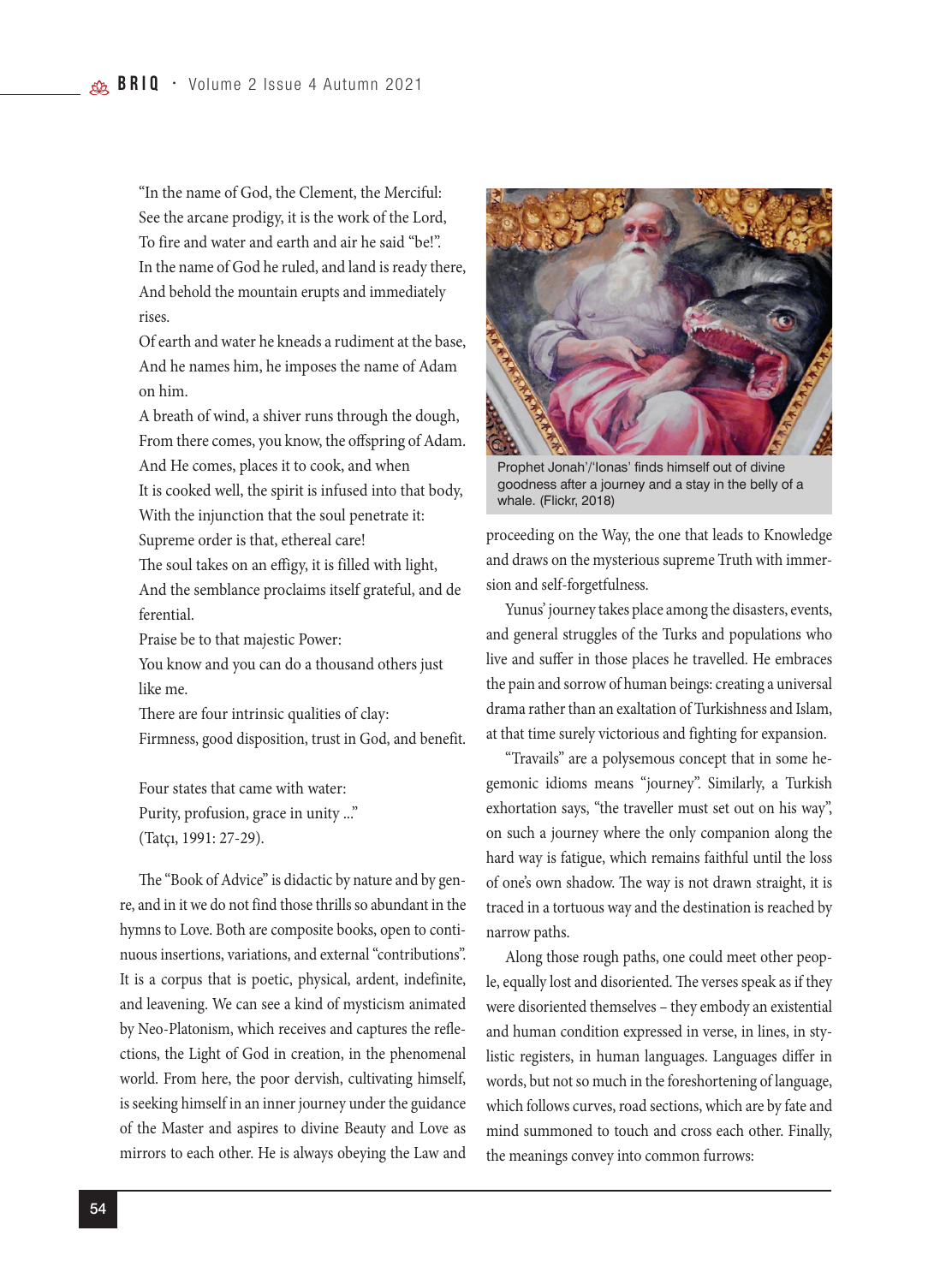"In the name of God, the Clement, the Merciful:
See the arcane prodigy, it is the work of the Lord,
To fire and water and earth and air he said "be!".
In the name of God he ruled, and land is ready there,
And behold the mountain erupts and immediately rises.
Of earth and water he kneads a rudiment at the base,
And he names him, he imposes the name of Adam on him.
A breath of wind, a shiver runs through the dough,
From there comes, you know, the offspring of Adam.
And He comes, places it to cook, and when
It is cooked well, the spirit is infused into that body,
With the injunction that the soul penetrate it:
Supreme order is that, ethereal care!
The soul takes on an effigy, it is filled with light,
And the semblance proclaims itself grateful, and de ferential.
Praise be to that majestic Power:
You know and you can do a thousand others just like me.
There are four intrinsic qualities of clay:
Firmness, good disposition, trust in God, and benefit.

Four states that came with water:
Purity, profusion, grace in unity ..."
(Tatçı, 1991: 27-29).

The "Book of Advice" is didactic by nature and by genre, and in it we do not find those thrills so abundant in the hymns to Love. Both are composite books, open to continuous insertions, variations, and external "contributions". It is a corpus that is poetic, physical, ardent, indefinite, and leavening. We can see a kind of mysticism animated by Neo-Platonism, which receives and captures the reflections, the Light of God in creation, in the phenomenal world. From here, the poor dervish, cultivating himself, is seeking himself in an inner journey under the guidance of the Master and aspires to divine Beauty and Love as mirrors to each other. He is always obeying the Law and proceeding on the Way, the one that leads to Knowledge and draws on the mysterious supreme Truth with immersion and self-forgetfulness.

Prophet Jonah'/'Ionas' finds himself out of divine goodness after a journey and a stay in the belly of a whale. (Flickr, 2018)

Yunus' journey takes place among the disasters, events, and general struggles of the Turks and populations who live and suffer in those places he travelled. He embraces the pain and sorrow of human beings: creating a universal drama rather than an exaltation of Turkishness and Islam, at that time surely victorious and fighting for expansion.

"Travails" are a polysemous concept that in some hegemonic idioms means "journey". Similarly, a Turkish exhortation says, "the traveller must set out on his way", on such a journey where the only companion along the hard way is fatigue, which remains faithful until the loss of one's own shadow. The way is not drawn straight, it is traced in a tortuous way and the destination is reached by narrow paths.

Along those rough paths, one could meet other people, equally lost and disoriented. The verses speak as if they were disoriented themselves – they embody an existential and human condition expressed in verse, in lines, in stylistic registers, in human languages. Languages differ in words, but not so much in the foreshortening of language, which follows curves, road sections, which are by fate and mind summoned to touch and cross each other. Finally, the meanings convey into common furrows: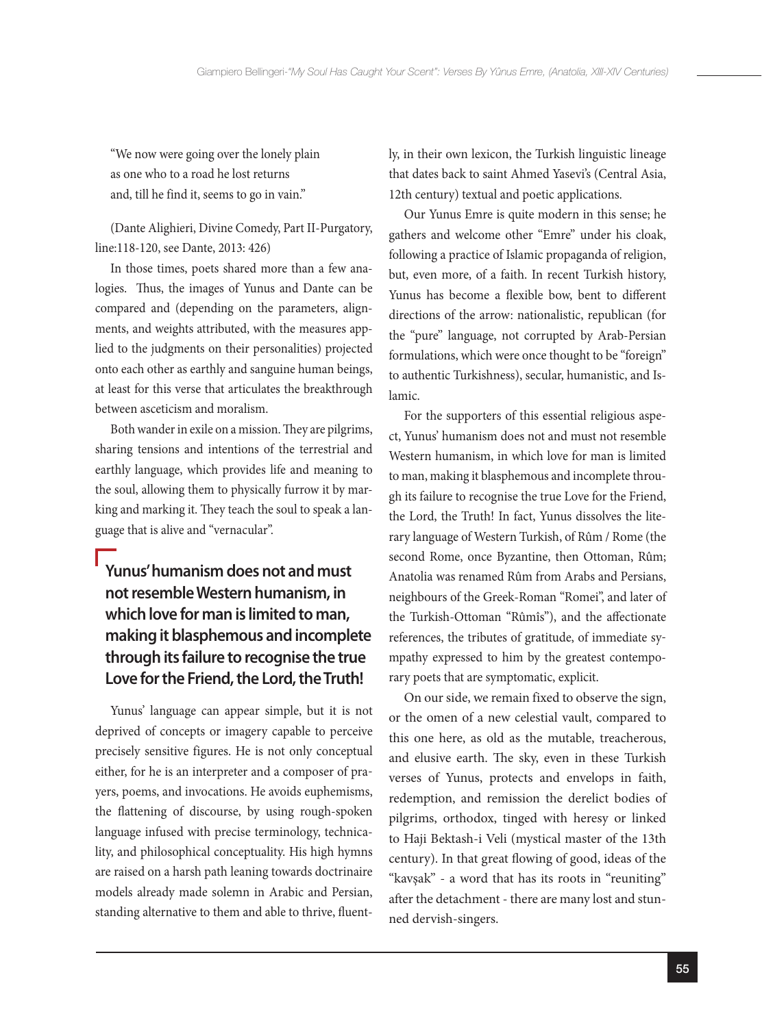> "We now were going over the lonely plain
> as one who to a road he lost returns
> and, till he find it, seems to go in vain."

(Dante Alighieri, Divine Comedy, Part II-Purgatory, line:118-120, see Dante, 2013: 426)

In those times, poets shared more than a few analogies. Thus, the images of Yunus and Dante can be compared and (depending on the parameters, alignments, and weights attributed, with the measures applied to the judgments on their personalities) projected onto each other as earthly and sanguine human beings, at least for this verse that articulates the breakthrough between asceticism and moralism.

Both wander in exile on a mission. They are pilgrims, sharing tensions and intentions of the terrestrial and earthly language, which provides life and meaning to the soul, allowing them to physically furrow it by marking and marking it. They teach the soul to speak a language that is alive and "vernacular".

**Yunus' humanism does not and must not resemble Western humanism, in which love for man is limited to man, making it blasphemous and incomplete through its failure to recognise the true Love for the Friend, the Lord, the Truth!**

Yunus' language can appear simple, but it is not deprived of concepts or imagery capable to perceive precisely sensitive figures. He is not only conceptual either, for he is an interpreter and a composer of prayers, poems, and invocations. He avoids euphemisms, the flattening of discourse, by using rough-spoken language infused with precise terminology, technicality, and philosophical conceptuality. His high hymns are raised on a harsh path leaning towards doctrinaire models already made solemn in Arabic and Persian, standing alternative to them and able to thrive, fluently, in their own lexicon, the Turkish linguistic lineage that dates back to saint Ahmed Yasevi's (Central Asia, 12th century) textual and poetic applications.

Our Yunus Emre is quite modern in this sense; he gathers and welcome other "Emre" under his cloak, following a practice of Islamic propaganda of religion, but, even more, of a faith. In recent Turkish history, Yunus has become a flexible bow, bent to different directions of the arrow: nationalistic, republican (for the "pure" language, not corrupted by Arab-Persian formulations, which were once thought to be "foreign" to authentic Turkishness), secular, humanistic, and Islamic.

For the supporters of this essential religious aspect, Yunus' humanism does not and must not resemble Western humanism, in which love for man is limited to man, making it blasphemous and incomplete through its failure to recognise the true Love for the Friend, the Lord, the Truth! In fact, Yunus dissolves the literary language of Western Turkish, of Rûm / Rome (the second Rome, once Byzantine, then Ottoman, Rûm; Anatolia was renamed Rûm from Arabs and Persians, neighbours of the Greek-Roman "Romei", and later of the Turkish-Ottoman "Rûmîs"), and the affectionate references, the tributes of gratitude, of immediate sympathy expressed to him by the greatest contemporary poets that are symptomatic, explicit.

On our side, we remain fixed to observe the sign, or the omen of a new celestial vault, compared to this one here, as old as the mutable, treacherous, and elusive earth. The sky, even in these Turkish verses of Yunus, protects and envelops in faith, redemption, and remission the derelict bodies of pilgrims, orthodox, tinged with heresy or linked to Haji Bektash-i Veli (mystical master of the 13th century). In that great flowing of good, ideas of the "kavşak" - a word that has its roots in "reuniting" after the detachment - there are many lost and stunned dervish-singers.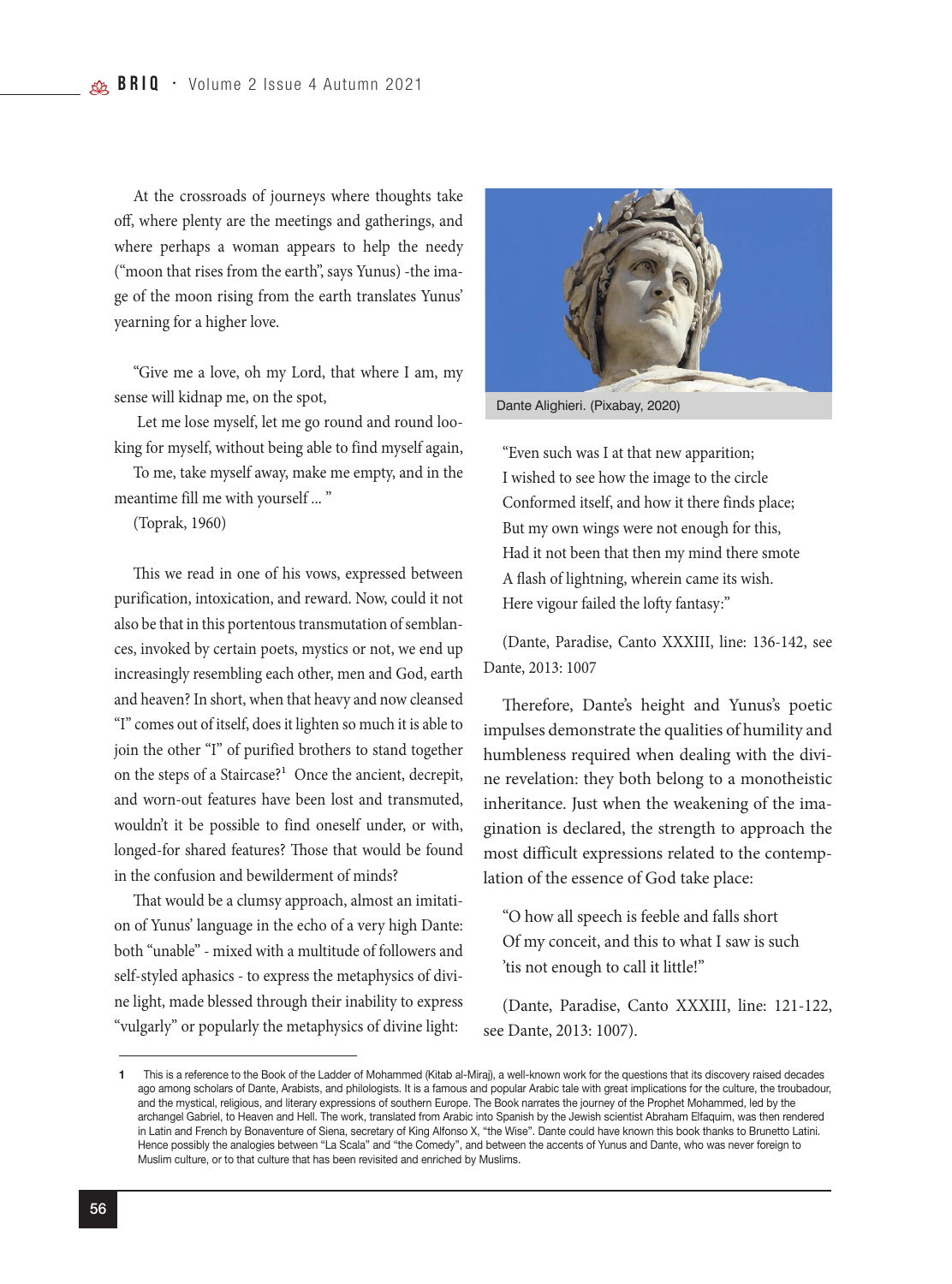At the crossroads of journeys where thoughts take off, where plenty are the meetings and gatherings, and where perhaps a woman appears to help the needy ("moon that rises from the earth", says Yunus) -the image of the moon rising from the earth translates Yunus' yearning for a higher love.

"Give me a love, oh my Lord, that where I am, my sense will kidnap me, on the spot,

Let me lose myself, let me go round and round looking for myself, without being able to find myself again,

To me, take myself away, make me empty, and in the meantime fill me with yourself ... "

(Toprak, 1960)

This we read in one of his vows, expressed between purification, intoxication, and reward. Now, could it not also be that in this portentous transmutation of semblances, invoked by certain poets, mystics or not, we end up increasingly resembling each other, men and God, earth and heaven? In short, when that heavy and now cleansed "I" comes out of itself, does it lighten so much it is able to join the other "I" of purified brothers to stand together on the steps of a Staircase?[1] Once the ancient, decrepit, and worn-out features have been lost and transmuted, wouldn't it be possible to find oneself under, or with, longed-for shared features? Those that would be found in the confusion and bewilderment of minds?

That would be a clumsy approach, almost an imitation of Yunus' language in the echo of a very high Dante: both "unable" - mixed with a multitude of followers and self-styled aphasics - to express the metaphysics of divine light, made blessed through their inability to express "vulgarly" or popularly the metaphysics of divine light:

Dante Alighieri. (Pixabay, 2020)

"Even such was I at that new apparition;
I wished to see how the image to the circle
Conformed itself, and how it there finds place;
But my own wings were not enough for this,
Had it not been that then my mind there smote
A flash of lightning, wherein came its wish.
Here vigour failed the lofty fantasy:"

(Dante, Paradise, Canto XXXIII, line: 136-142, see Dante, 2013: 1007)

Therefore, Dante's height and Yunus's poetic impulses demonstrate the qualities of humility and humbleness required when dealing with the divine revelation: they both belong to a monotheistic inheritance. Just when the weakening of the imagination is declared, the strength to approach the most difficult expressions related to the contemplation of the essence of God take place:

"O how all speech is feeble and falls short
Of my conceit, and this to what I saw is such
'tis not enough to call it little!"

(Dante, Paradise, Canto XXXIII, line: 121-122, see Dante, 2013: 1007).

---

1 This is a reference to the Book of the Ladder of Mohammed (Kitab al-Miraj), a well-known work for the questions that its discovery raised decades ago among scholars of Dante, Arabists, and philologists. It is a famous and popular Arabic tale with great implications for the culture, the troubadour, and the mystical, religious, and literary expressions of southern Europe. The Book narrates the journey of the Prophet Mohammed, led by the archangel Gabriel, to Heaven and Hell. The work, translated from Arabic into Spanish by the Jewish scientist Abraham Elfaquim, was then rendered in Latin and French by Bonaventure of Siena, secretary of King Alfonso X, "the Wise". Dante could have known this book thanks to Brunetto Latini. Hence possibly the analogies between "La Scala" and "the Comedy", and between the accents of Yunus and Dante, who was never foreign to Muslim culture, or to that culture that has been revisited and enriched by Muslims.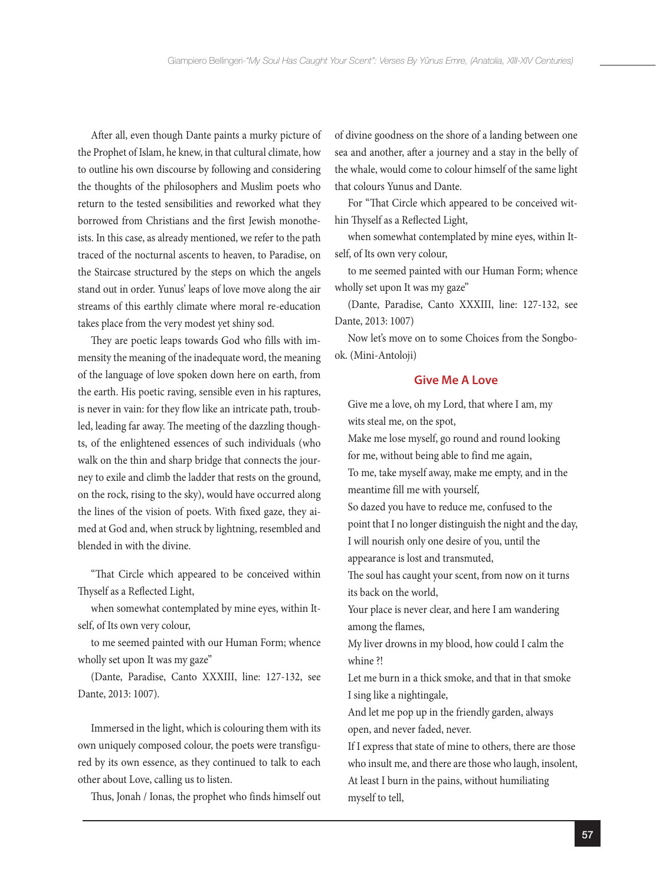After all, even though Dante paints a murky picture of the Prophet of Islam, he knew, in that cultural climate, how to outline his own discourse by following and considering the thoughts of the philosophers and Muslim poets who return to the tested sensibilities and reworked what they borrowed from Christians and the first Jewish monotheists. In this case, as already mentioned, we refer to the path traced of the nocturnal ascents to heaven, to Paradise, on the Staircase structured by the steps on which the angels stand out in order. Yunus' leaps of love move along the air streams of this earthly climate where moral re-education takes place from the very modest yet shiny sod.

They are poetic leaps towards God who fills with immensity the meaning of the inadequate word, the meaning of the language of love spoken down here on earth, from the earth. His poetic raving, sensible even in his raptures, is never in vain: for they flow like an intricate path, troubled, leading far away. The meeting of the dazzling thoughts, of the enlightened essences of such individuals (who walk on the thin and sharp bridge that connects the journey to exile and climb the ladder that rests on the ground, on the rock, rising to the sky), would have occurred along the lines of the vision of poets. With fixed gaze, they aimed at God and, when struck by lightning, resembled and blended in with the divine.

"That Circle which appeared to be conceived within Thyself as a Reflected Light,

when somewhat contemplated by mine eyes, within Itself, of Its own very colour,

to me seemed painted with our Human Form; whence wholly set upon It was my gaze"

(Dante, Paradise, Canto XXXIII, line: 127-132, see Dante, 2013: 1007).

Immersed in the light, which is colouring them with its own uniquely composed colour, the poets were transfigured by its own essence, as they continued to talk to each other about Love, calling us to listen.

Thus, Jonah / Ionas, the prophet who finds himself out of divine goodness on the shore of a landing between one sea and another, after a journey and a stay in the belly of the whale, would come to colour himself of the same light that colours Yunus and Dante.

For "That Circle which appeared to be conceived within Thyself as a Reflected Light,

when somewhat contemplated by mine eyes, within Itself, of Its own very colour,

to me seemed painted with our Human Form; whence wholly set upon It was my gaze"

(Dante, Paradise, Canto XXXIII, line: 127-132, see Dante, 2013: 1007)

Now let's move on to some Choices from the Songbook. (Mini-Antoloji)

## Give Me A Love

Give me a love, oh my Lord, that where I am, my wits steal me, on the spot,
Make me lose myself, go round and round looking for me, without being able to find me again,
To me, take myself away, make me empty, and in the meantime fill me with yourself,
So dazed you have to reduce me, confused to the point that I no longer distinguish the night and the day,
I will nourish only one desire of you, until the appearance is lost and transmuted,
The soul has caught your scent, from now on it turns its back on the world,
Your place is never clear, and here I am wandering among the flames,
My liver drowns in my blood, how could I calm the whine ?!
Let me burn in a thick smoke, and that in that smoke I sing like a nightingale,
And let me pop up in the friendly garden, always open, and never faded, never.
If I express that state of mine to others, there are those who insult me, and there are those who laugh, insolent,
At least I burn in the pains, without humiliating myself to tell,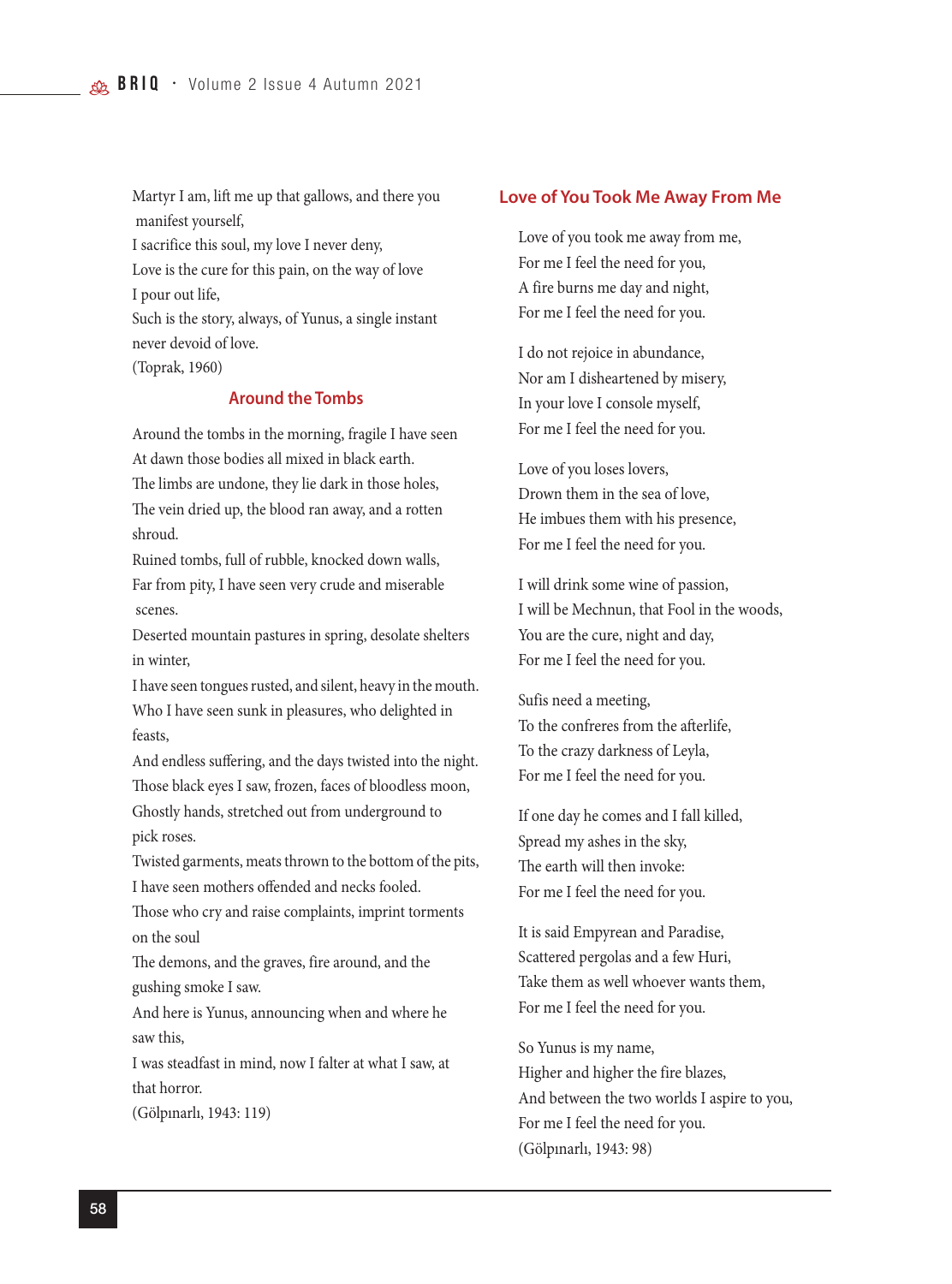Martyr I am, lift me up that gallows, and there you manifest yourself,
I sacrifice this soul, my love I never deny,
Love is the cure for this pain, on the way of love
I pour out life,
Such is the story, always, of Yunus, a single instant never devoid of love.
(Toprak, 1960)

### Around the Tombs

Around the tombs in the morning, fragile I have seen
At dawn those bodies all mixed in black earth.
The limbs are undone, they lie dark in those holes,
The vein dried up, the blood ran away, and a rotten shroud.
Ruined tombs, full of rubble, knocked down walls,
Far from pity, I have seen very crude and miserable scenes.
Deserted mountain pastures in spring, desolate shelters in winter,
I have seen tongues rusted, and silent, heavy in the mouth.
Who I have seen sunk in pleasures, who delighted in feasts,
And endless suffering, and the days twisted into the night.
Those black eyes I saw, frozen, faces of bloodless moon,
Ghostly hands, stretched out from underground to pick roses.
Twisted garments, meats thrown to the bottom of the pits,
I have seen mothers offended and necks fooled.
Those who cry and raise complaints, imprint torments on the soul
The demons, and the graves, fire around, and the gushing smoke I saw.
And here is Yunus, announcing when and where he saw this,
I was steadfast in mind, now I falter at what I saw, at that horror.
(Gölpınarlı, 1943: 119)

### Love of You Took Me Away From Me

Love of you took me away from me,
For me I feel the need for you,
A fire burns me day and night,
For me I feel the need for you.

I do not rejoice in abundance,
Nor am I disheartened by misery,
In your love I console myself,
For me I feel the need for you.

Love of you loses lovers,
Drown them in the sea of love,
He imbues them with his presence,
For me I feel the need for you.

I will drink some wine of passion,
I will be Mechnun, that Fool in the woods,
You are the cure, night and day,
For me I feel the need for you.

Sufis need a meeting,
To the confreres from the afterlife,
To the crazy darkness of Leyla,
For me I feel the need for you.

If one day he comes and I fall killed,
Spread my ashes in the sky,
The earth will then invoke:
For me I feel the need for you.

It is said Empyrean and Paradise,
Scattered pergolas and a few Huri,
Take them as well whoever wants them,
For me I feel the need for you.

So Yunus is my name,
Higher and higher the fire blazes,
And between the two worlds I aspire to you,
For me I feel the need for you.
(Gölpınarlı, 1943: 98)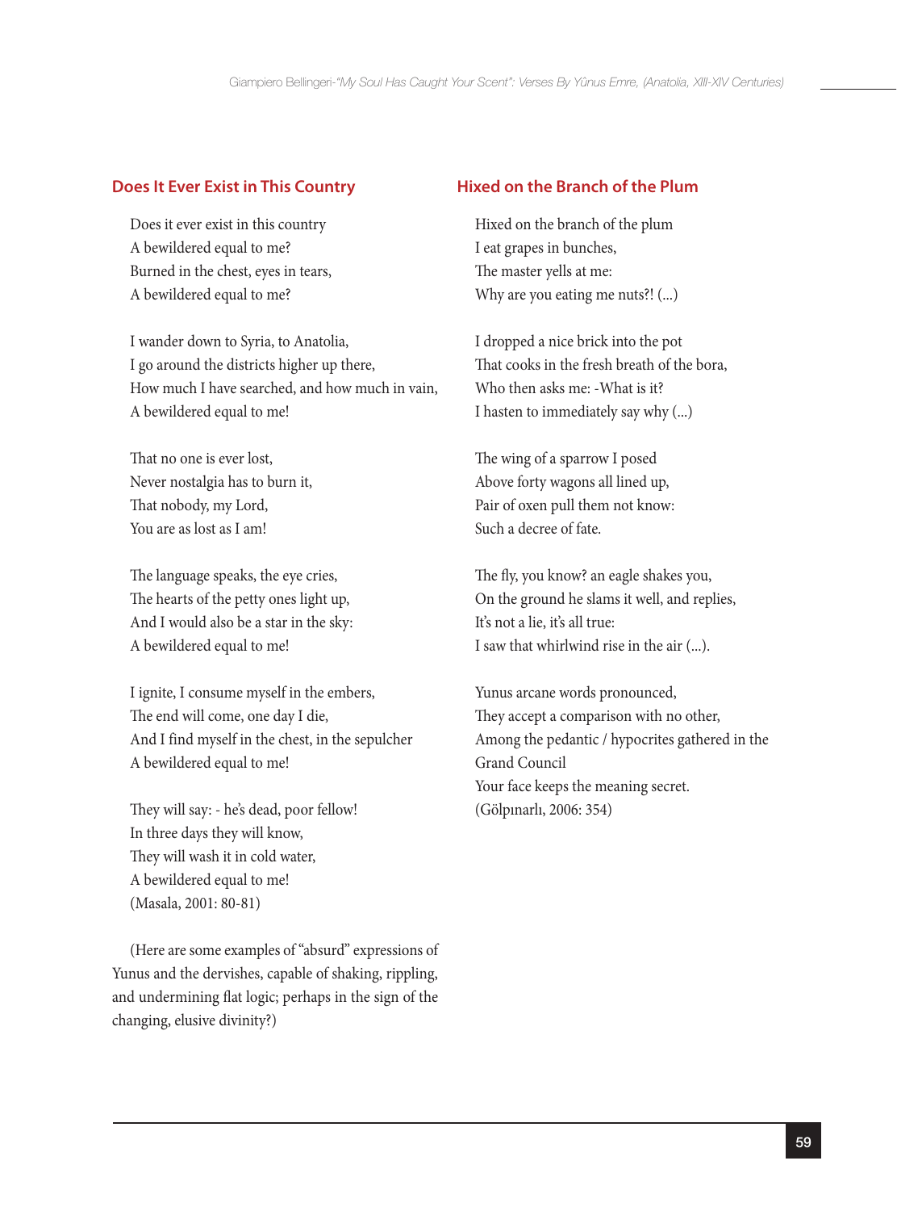## Does It Ever Exist in This Country

Does it ever exist in this country  
A bewildered equal to me?  
Burned in the chest, eyes in tears,  
A bewildered equal to me?

I wander down to Syria, to Anatolia,  
I go around the districts higher up there,  
How much I have searched, and how much in vain,  
A bewildered equal to me!

That no one is ever lost,  
Never nostalgia has to burn it,  
That nobody, my Lord,  
You are as lost as I am!

The language speaks, the eye cries,  
The hearts of the petty ones light up,  
And I would also be a star in the sky:  
A bewildered equal to me!

I ignite, I consume myself in the embers,  
The end will come, one day I die,  
And I find myself in the chest, in the sepulcher  
A bewildered equal to me!

They will say: - he's dead, poor fellow!  
In three days they will know,  
They will wash it in cold water,  
A bewildered equal to me!  
(Masala, 2001: 80-81)

(Here are some examples of "absurd" expressions of Yunus and the dervishes, capable of shaking, rippling, and undermining flat logic; perhaps in the sign of the changing, elusive divinity?)

## Hixed on the Branch of the Plum

Hixed on the branch of the plum  
I eat grapes in bunches,  
The master yells at me:  
Why are you eating me nuts?! (...)

I dropped a nice brick into the pot  
That cooks in the fresh breath of the bora,  
Who then asks me: -What is it?  
I hasten to immediately say why (...)

The wing of a sparrow I posed  
Above forty wagons all lined up,  
Pair of oxen pull them not know:  
Such a decree of fate.

The fly, you know? an eagle shakes you,  
On the ground he slams it well, and replies,  
It's not a lie, it's all true:  
I saw that whirlwind rise in the air (...).

Yunus arcane words pronounced,  
They accept a comparison with no other,  
Among the pedantic / hypocrites gathered in the Grand Council  
Your face keeps the meaning secret.  
(Gölpınarlı, 2006: 354)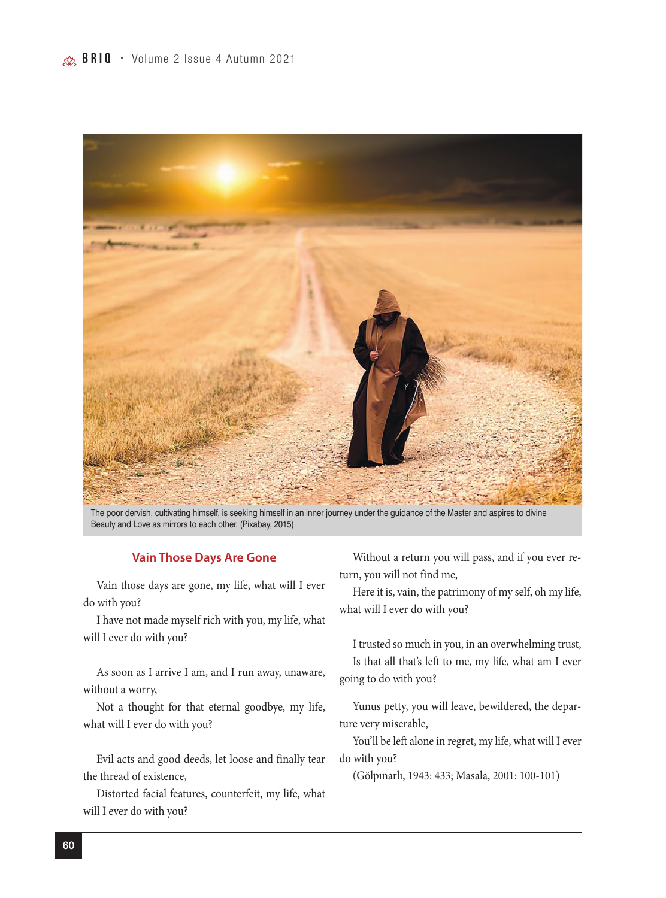The poor dervish, cultivating himself, is seeking himself in an inner journey under the guidance of the Master and aspires to divine Beauty and Love as mirrors to each other. (Pixabay, 2015)

### Vain Those Days Are Gone

Vain those days are gone, my life, what will I ever do with you?
I have not made myself rich with you, my life, what will I ever do with you?

As soon as I arrive I am, and I run away, unaware, without a worry,
Not a thought for that eternal goodbye, my life, what will I ever do with you?

Evil acts and good deeds, let loose and finally tear the thread of existence,
Distorted facial features, counterfeit, my life, what will I ever do with you?

Without a return you will pass, and if you ever return, you will not find me,
Here it is, vain, the patrimony of my self, oh my life, what will I ever do with you?

I trusted so much in you, in an overwhelming trust,
Is that all that's left to me, my life, what am I ever going to do with you?

Yunus petty, you will leave, bewildered, the departure very miserable,
You'll be left alone in regret, my life, what will I ever do with you?
(Gölpınarlı, 1943: 433; Masala, 2001: 100-101)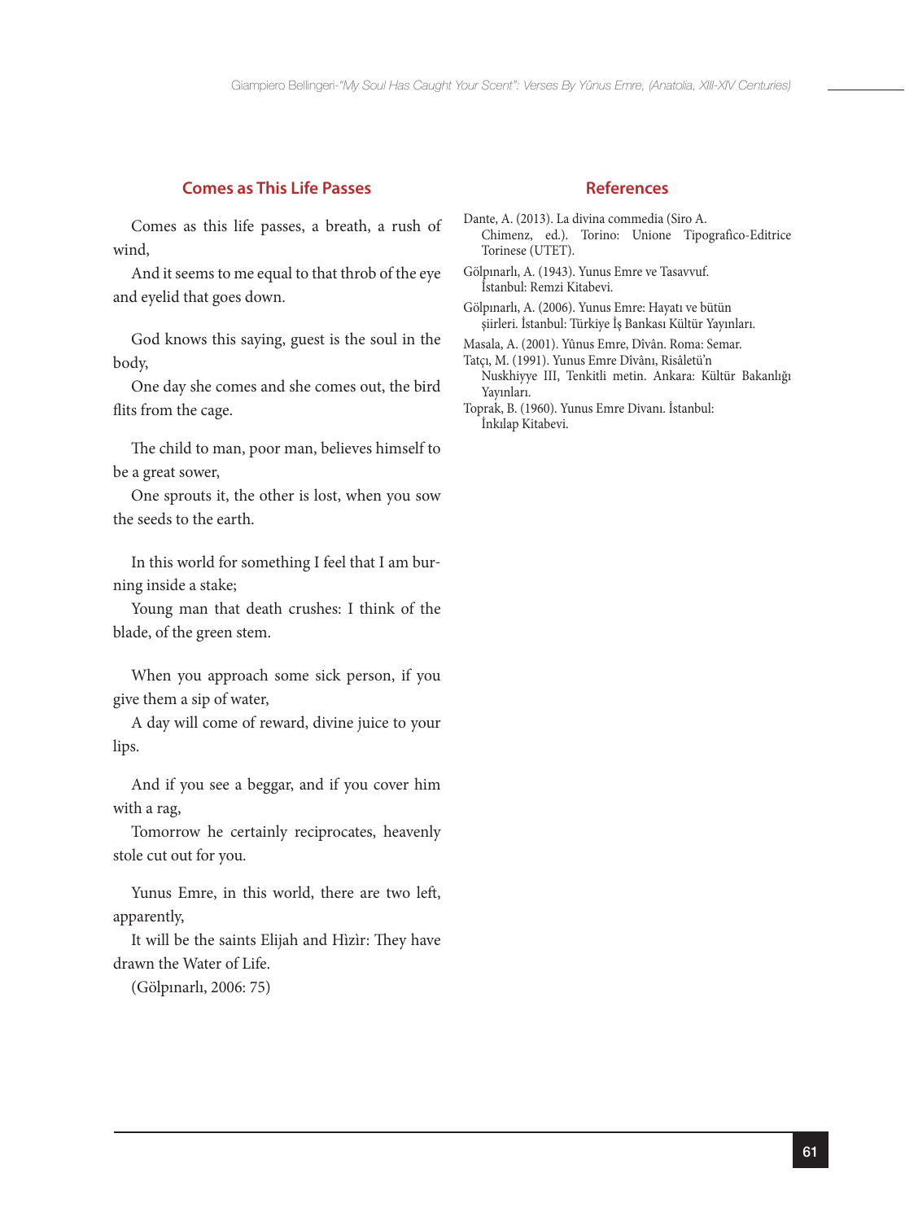## Comes as This Life Passes

Comes as this life passes, a breath, a rush of wind,

And it seems to me equal to that throb of the eye and eyelid that goes down.

God knows this saying, guest is the soul in the body,

One day she comes and she comes out, the bird flits from the cage.

The child to man, poor man, believes himself to be a great sower,

One sprouts it, the other is lost, when you sow the seeds to the earth.

In this world for something I feel that I am burning inside a stake;

Young man that death crushes: I think of the blade, of the green stem.

When you approach some sick person, if you give them a sip of water,

A day will come of reward, divine juice to your lips.

And if you see a beggar, and if you cover him with a rag,

Tomorrow he certainly reciprocates, heavenly stole cut out for you.

Yunus Emre, in this world, there are two left, apparently,

It will be the saints Elijah and Hìzìr: They have drawn the Water of Life.

(Gölpınarlı, 2006: 75)

## References

Dante, A. (2013). La divina commedia (Siro A. Chimenz, ed.). Torino: Unione Tipografico-Editrice Torinese (UTET).

Gölpınarlı, A. (1943). Yunus Emre ve Tasavvuf. İstanbul: Remzi Kitabevi.

Gölpınarlı, A. (2006). Yunus Emre: Hayatı ve bütün şiirleri. İstanbul: Türkiye İş Bankası Kültür Yayınları.

Masala, A. (2001). Yûnus Emre, Dîvân. Roma: Semar.

Tatçı, M. (1991). Yunus Emre Dîvânı, Risâletü'n Nuskhiyye III, Tenkitli metin. Ankara: Kültür Bakanlığı Yayınları.

Toprak, B. (1960). Yunus Emre Divanı. İstanbul: İnkılap Kitabevi.